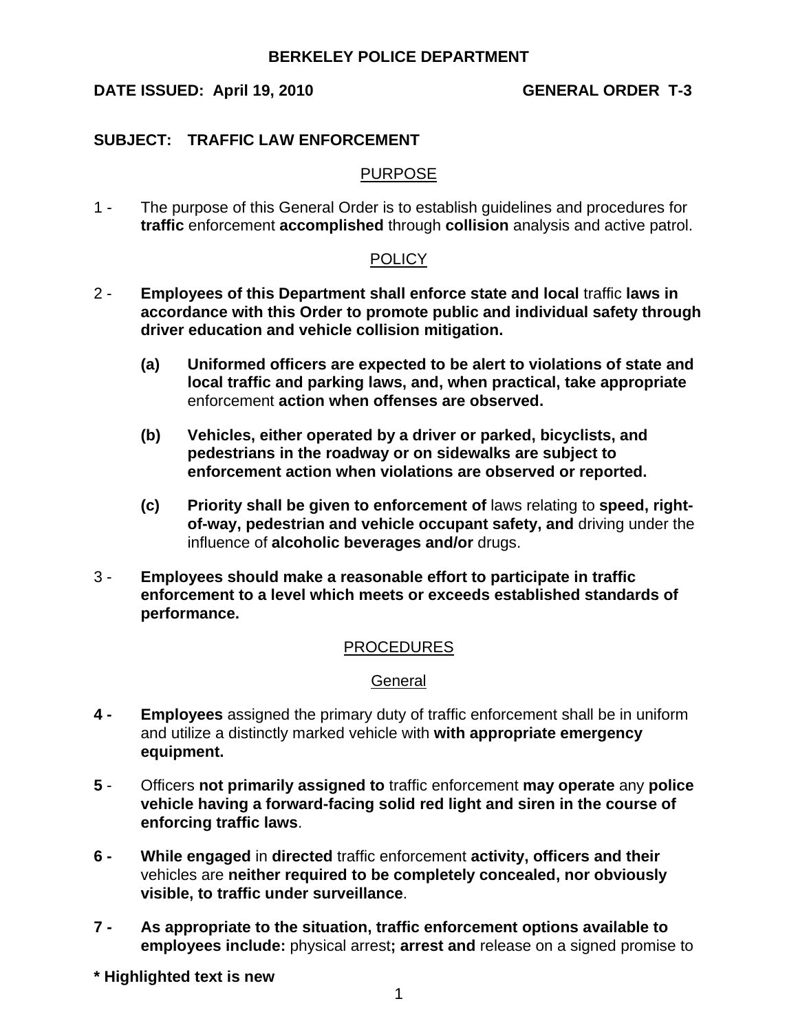**BERKELEY POLICE DEPARTMENT**

**DATE ISSUED: April 19, 2010** **GENERAL ORDER T-3**

**SUBJECT: TRAFFIC LAW ENFORCEMENT**

## PURPOSE

1 - The purpose of this General Order is to establish guidelines and procedures for **traffic** enforcement **accomplished** through **collision** analysis and active patrol.

## POLICY

2 - **Employees of this Department shall enforce state and local** traffic **laws in accordance with this Order to promote public and individual safety through driver education and vehicle collision mitigation.**

- **(a)** **Uniformed officers are expected to be alert to violations of state and local traffic and parking laws, and, when practical, take appropriate** enforcement **action when offenses are observed.**

- **(b)** **Vehicles, either operated by a driver or parked, bicyclists, and pedestrians in the roadway or on sidewalks are subject to enforcement action when violations are observed or reported.**

- **(c)** **Priority shall be given to enforcement of** laws relating to **speed, right-of-way, pedestrian and vehicle occupant safety, and** driving under the influence of **alcoholic beverages and/or** drugs.

3 - **Employees should make a reasonable effort to participate in traffic enforcement to a level which meets or exceeds established standards of performance.**

## PROCEDURES

### General

**4 -** **Employees** assigned the primary duty of traffic enforcement shall be in uniform and utilize a distinctly marked vehicle with **with appropriate emergency equipment.**

**5** - Officers **not primarily assigned to** traffic enforcement **may operate** any **police vehicle having a forward-facing solid red light and siren in the course of enforcing traffic laws**.

**6 -** **While engaged** in **directed** traffic enforcement **activity, officers and their** vehicles are **neither required to be completely concealed, nor obviously visible, to traffic under surveillance**.

**7 -** **As appropriate to the situation, traffic enforcement options available to employees include:** physical arrest**; arrest and** release on a signed promise to

**\* Highlighted text is new**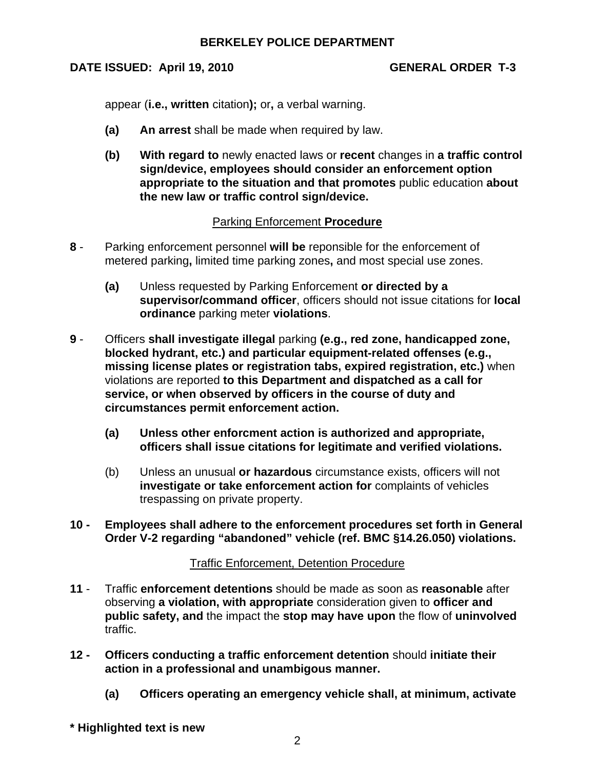appear (**i.e., written** citation**);** or**,** a verbal warning.

**(a)** **An arrest** shall be made when required by law.

**(b)** **With regard to** newly enacted laws or **recent** changes in **a traffic control sign/device, employees should consider an enforcement option appropriate to the situation and that promotes** public education **about the new law or traffic control sign/device.**

Parking Enforcement **Procedure**

**8** - Parking enforcement personnel **will be** reponsible for the enforcement of metered parking**,** limited time parking zones**,** and most special use zones.

**(a)** Unless requested by Parking Enforcement **or directed by a supervisor/command officer**, officers should not issue citations for **local ordinance** parking meter **violations**.

**9** - Officers **shall investigate illegal** parking **(e.g., red zone, handicapped zone, blocked hydrant, etc.) and particular equipment-related offenses (e.g., missing license plates or registration tabs, expired registration, etc.)** when violations are reported **to this Department and dispatched as a call for service, or when observed by officers in the course of duty and circumstances permit enforcement action.**

**(a)** **Unless other enforcment action is authorized and appropriate, officers shall issue citations for legitimate and verified violations.**

(b) Unless an unusual **or hazardous** circumstance exists, officers will not **investigate or take enforcement action for** complaints of vehicles trespassing on private property.

**10 - Employees shall adhere to the enforcement procedures set forth in General Order V-2 regarding "abandoned" vehicle (ref. BMC §14.26.050) violations.**

Traffic Enforcement, Detention Procedure

**11** - Traffic **enforcement detentions** should be made as soon as **reasonable** after observing **a violation, with appropriate** consideration given to **officer and public safety, and** the impact the **stop may have upon** the flow of **uninvolved** traffic.

**12 - Officers conducting a traffic enforcement detention** should **initiate their action in a professional and unambigous manner.**

**(a)** **Officers operating an emergency vehicle shall, at minimum, activate**

**\* Highlighted text is new**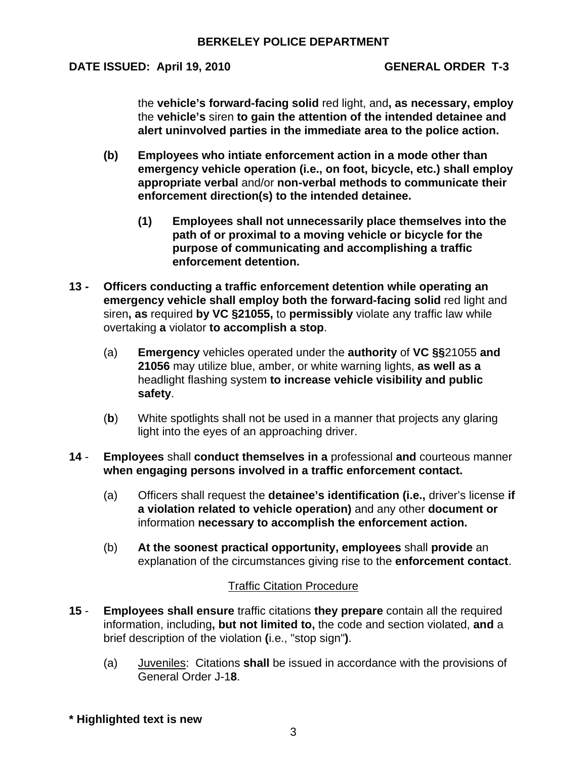the **vehicle's forward-facing solid** red light, and**, as necessary, employ** the **vehicle's** siren **to gain the attention of the intended detainee and alert uninvolved parties in the immediate area to the police action.**

**(b) Employees who intiate enforcement action in a mode other than emergency vehicle operation (i.e., on foot, bicycle, etc.) shall employ appropriate verbal** and/or **non-verbal methods to communicate their enforcement direction(s) to the intended detainee.**

**(1) Employees shall not unnecessarily place themselves into the path of or proximal to a moving vehicle or bicycle for the purpose of communicating and accomplishing a traffic enforcement detention.**

**13 - Officers conducting a traffic enforcement detention while operating an emergency vehicle shall employ both the forward-facing solid** red light and siren**, as** required **by VC §21055,** to **permissibly** violate any traffic law while overtaking **a** violator **to accomplish a stop**.

(a) **Emergency** vehicles operated under the **authority** of **VC §§**21055 **and 21056** may utilize blue, amber, or white warning lights, **as well as a** headlight flashing system **to increase vehicle visibility and public safety**.

(**b**) White spotlights shall not be used in a manner that projects any glaring light into the eyes of an approaching driver.

**14** - **Employees** shall **conduct themselves in a** professional **and** courteous manner **when engaging persons involved in a traffic enforcement contact.**

(a) Officers shall request the **detainee's identification (i.e.,** driver's license **if a violation related to vehicle operation)** and any other **document or** information **necessary to accomplish the enforcement action.**

(b) **At the soonest practical opportunity, employees** shall **provide** an explanation of the circumstances giving rise to the **enforcement contact**.

## Traffic Citation Procedure

**15** - **Employees shall ensure** traffic citations **they prepare** contain all the required information, including**, but not limited to,** the code and section violated, **and** a brief description of the violation **(**i.e., "stop sign"**)**.

(a) Juveniles: Citations **shall** be issued in accordance with the provisions of General Order J-1**8**.

**\* Highlighted text is new**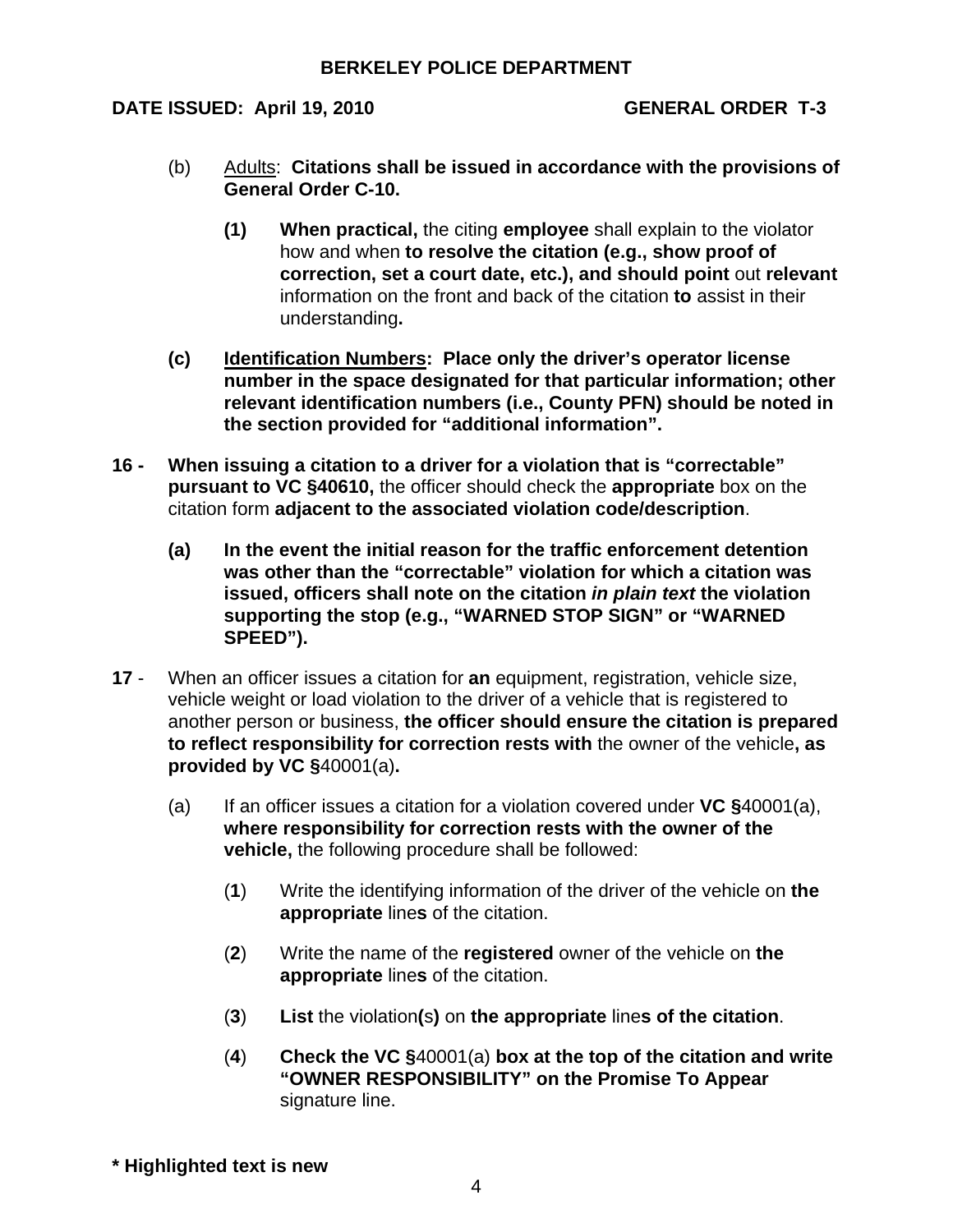(b) Adults: **Citations shall be issued in accordance with the provisions of General Order C-10.**

**(1)** **When practical,** the citing **employee** shall explain to the violator how and when **to resolve the citation (e.g., show proof of correction, set a court date, etc.), and should point** out **relevant** information on the front and back of the citation **to** assist in their understanding**.**

**(c)** **Identification Numbers: Place only the driver's operator license number in the space designated for that particular information; other relevant identification numbers (i.e., County PFN) should be noted in the section provided for "additional information".**

**16 -** **When issuing a citation to a driver for a violation that is "correctable" pursuant to VC §40610,** the officer should check the **appropriate** box on the citation form **adjacent to the associated violation code/description**.

**(a)** **In the event the initial reason for the traffic enforcement detention was other than the "correctable" violation for which a citation was issued, officers shall note on the citation *in plain text* the violation supporting the stop (e.g., "WARNED STOP SIGN" or "WARNED SPEED").**

**17** - When an officer issues a citation for **an** equipment, registration, vehicle size, vehicle weight or load violation to the driver of a vehicle that is registered to another person or business, **the officer should ensure the citation is prepared to reflect responsibility for correction rests with** the owner of the vehicle**, as provided by VC §**40001(a)**.**

(a) If an officer issues a citation for a violation covered under **VC §**40001(a), **where responsibility for correction rests with the owner of the vehicle,** the following procedure shall be followed:

(**1**) Write the identifying information of the driver of the vehicle on **the appropriate** line**s** of the citation.

(**2**) Write the name of the **registered** owner of the vehicle on **the appropriate** line**s** of the citation.

(**3**) **List** the violation**(**s**)** on **the appropriate** line**s of the citation**.

(**4**) **Check the VC §**40001(a) **box at the top of the citation and write "OWNER RESPONSIBILITY" on the Promise To Appear** signature line.

**\* Highlighted text is new**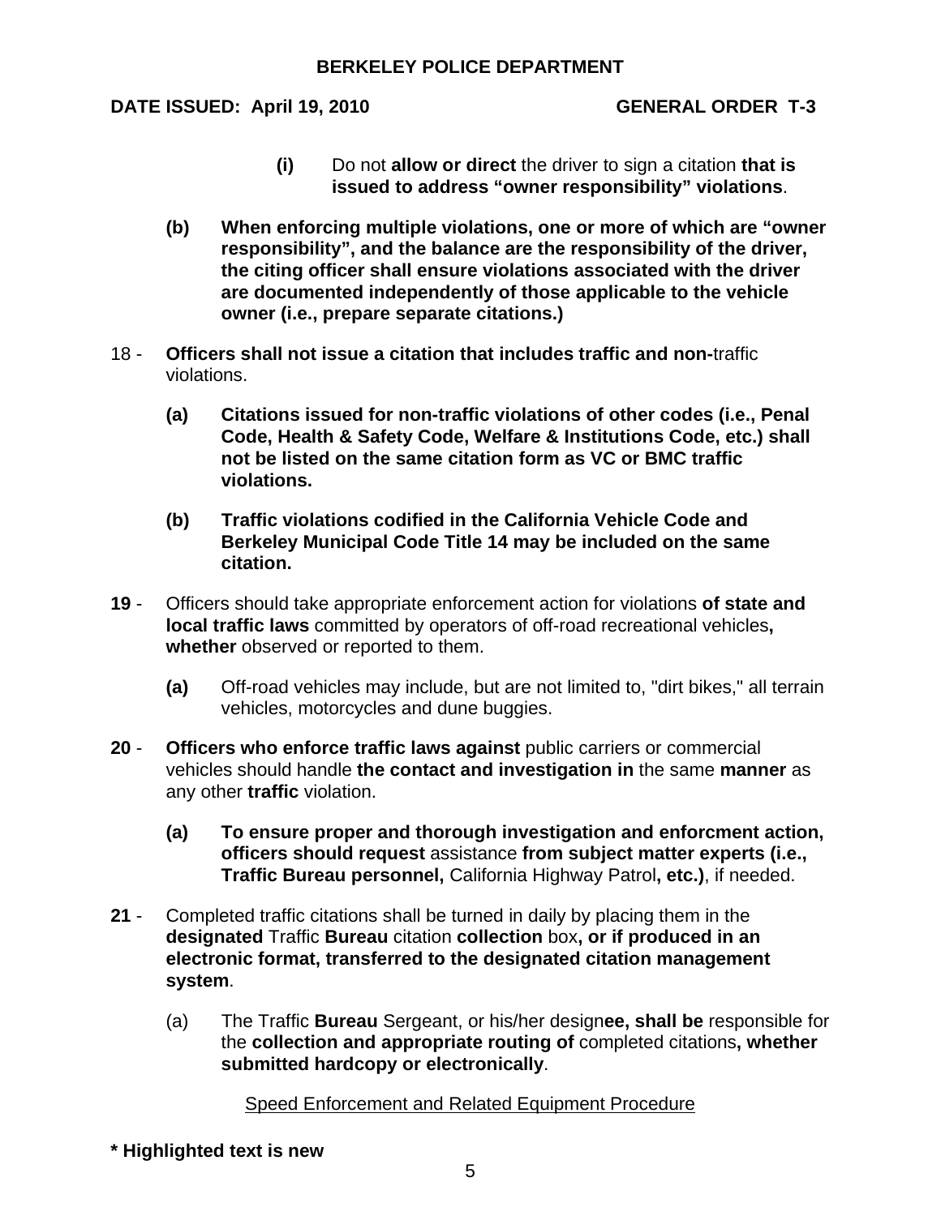- **(i)** Do not **allow or direct** the driver to sign a citation **that is issued to address "owner responsibility" violations**.

**(b)** **When enforcing multiple violations, one or more of which are "owner responsibility", and the balance are the responsibility of the driver, the citing officer shall ensure violations associated with the driver are documented independently of those applicable to the vehicle owner (i.e., prepare separate citations.)**

18 - **Officers shall not issue a citation that includes traffic and non-**traffic violations.

**(a)** **Citations issued for non-traffic violations of other codes (i.e., Penal Code, Health & Safety Code, Welfare & Institutions Code, etc.) shall not be listed on the same citation form as VC or BMC traffic violations.**

**(b)** **Traffic violations codified in the California Vehicle Code and Berkeley Municipal Code Title 14 may be included on the same citation.**

**19** - Officers should take appropriate enforcement action for violations **of state and local traffic laws** committed by operators of off-road recreational vehicles**, whether** observed or reported to them.

**(a)** Off-road vehicles may include, but are not limited to, "dirt bikes," all terrain vehicles, motorcycles and dune buggies.

**20** - **Officers who enforce traffic laws against** public carriers or commercial vehicles should handle **the contact and investigation in** the same **manner** as any other **traffic** violation.

**(a)** **To ensure proper and thorough investigation and enforcment action, officers should request** assistance **from subject matter experts (i.e., Traffic Bureau personnel,** California Highway Patrol**, etc.)**, if needed.

**21** - Completed traffic citations shall be turned in daily by placing them in the **designated** Traffic **Bureau** citation **collection** box**, or if produced in an electronic format, transferred to the designated citation management system**.

(a) The Traffic **Bureau** Sergeant, or his/her design**ee, shall be** responsible for the **collection and appropriate routing of** completed citations**, whether submitted hardcopy or electronically**.

<u>Speed Enforcement and Related Equipment Procedure</u>

**\* Highlighted text is new**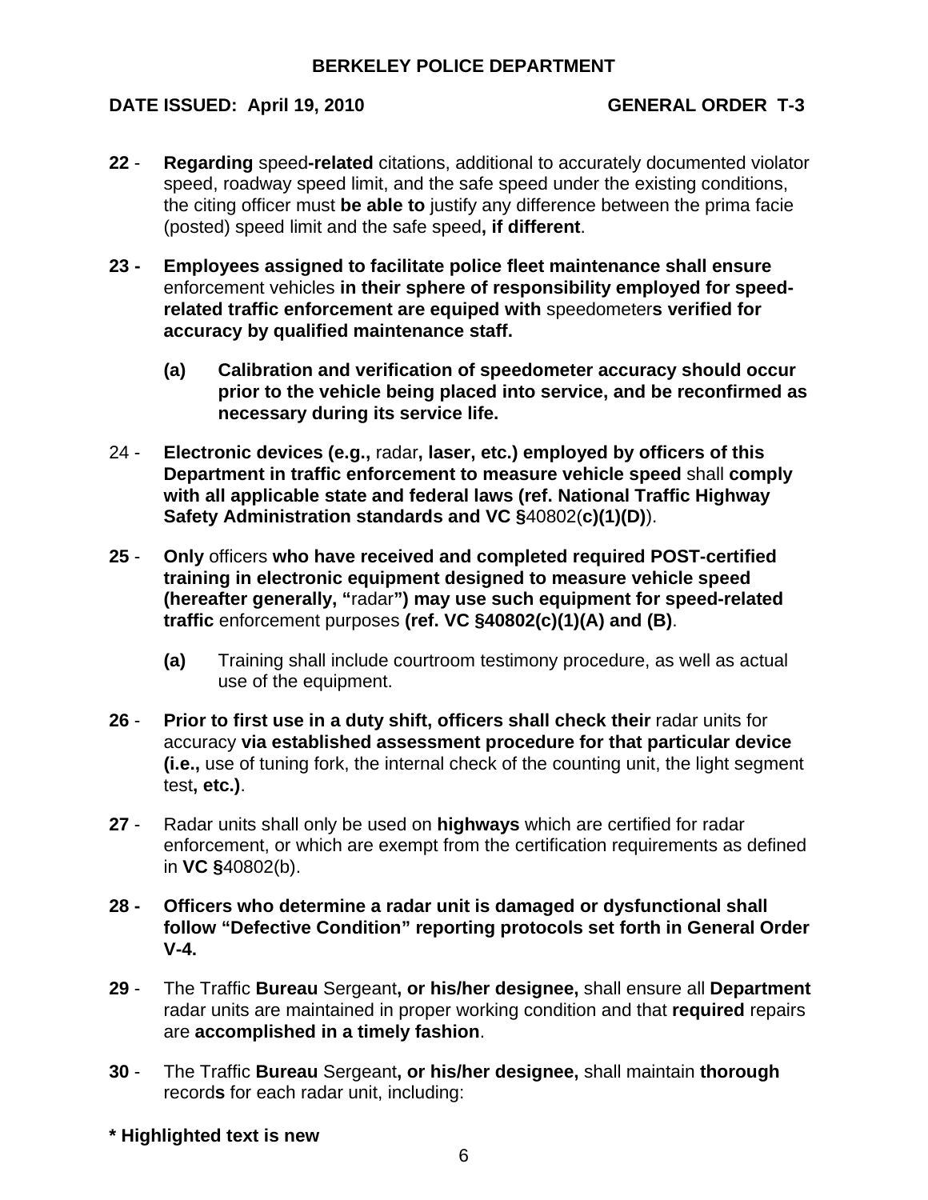**22** - **Regarding** speed**-related** citations, additional to accurately documented violator speed, roadway speed limit, and the safe speed under the existing conditions, the citing officer must **be able to** justify any difference between the prima facie (posted) speed limit and the safe speed**, if different**.

**23 - Employees assigned to facilitate police fleet maintenance shall ensure** enforcement vehicles **in their sphere of responsibility employed for speed-related traffic enforcement are equiped with** speedometer**s verified for accuracy by qualified maintenance staff.**

- **(a) Calibration and verification of speedometer accuracy should occur prior to the vehicle being placed into service, and be reconfirmed as necessary during its service life.**

24 - **Electronic devices (e.g.,** radar**, laser, etc.) employed by officers of this Department in traffic enforcement to measure vehicle speed** shall **comply with all applicable state and federal laws (ref. National Traffic Highway Safety Administration standards and VC §**40802(**c)(1)(D)**).

**25** - **Only** officers **who have received and completed required POST-certified training in electronic equipment designed to measure vehicle speed (hereafter generally, "**radar**") may use such equipment for speed-related traffic** enforcement purposes **(ref. VC §40802(c)(1)(A) and (B)**.

- **(a)** Training shall include courtroom testimony procedure, as well as actual use of the equipment.

**26** - **Prior to first use in a duty shift, officers shall check their** radar units for accuracy **via established assessment procedure for that particular device (i.e.,** use of tuning fork, the internal check of the counting unit, the light segment test**, etc.)**.

**27** - Radar units shall only be used on **highways** which are certified for radar enforcement, or which are exempt from the certification requirements as defined in **VC §**40802(b).

**28 - Officers who determine a radar unit is damaged or dysfunctional shall follow "Defective Condition" reporting protocols set forth in General Order V-4.**

**29** - The Traffic **Bureau** Sergeant**, or his/her designee,** shall ensure all **Department** radar units are maintained in proper working condition and that **required** repairs are **accomplished in a timely fashion**.

**30** - The Traffic **Bureau** Sergeant**, or his/her designee,** shall maintain **thorough** record**s** for each radar unit, including:

**\* Highlighted text is new**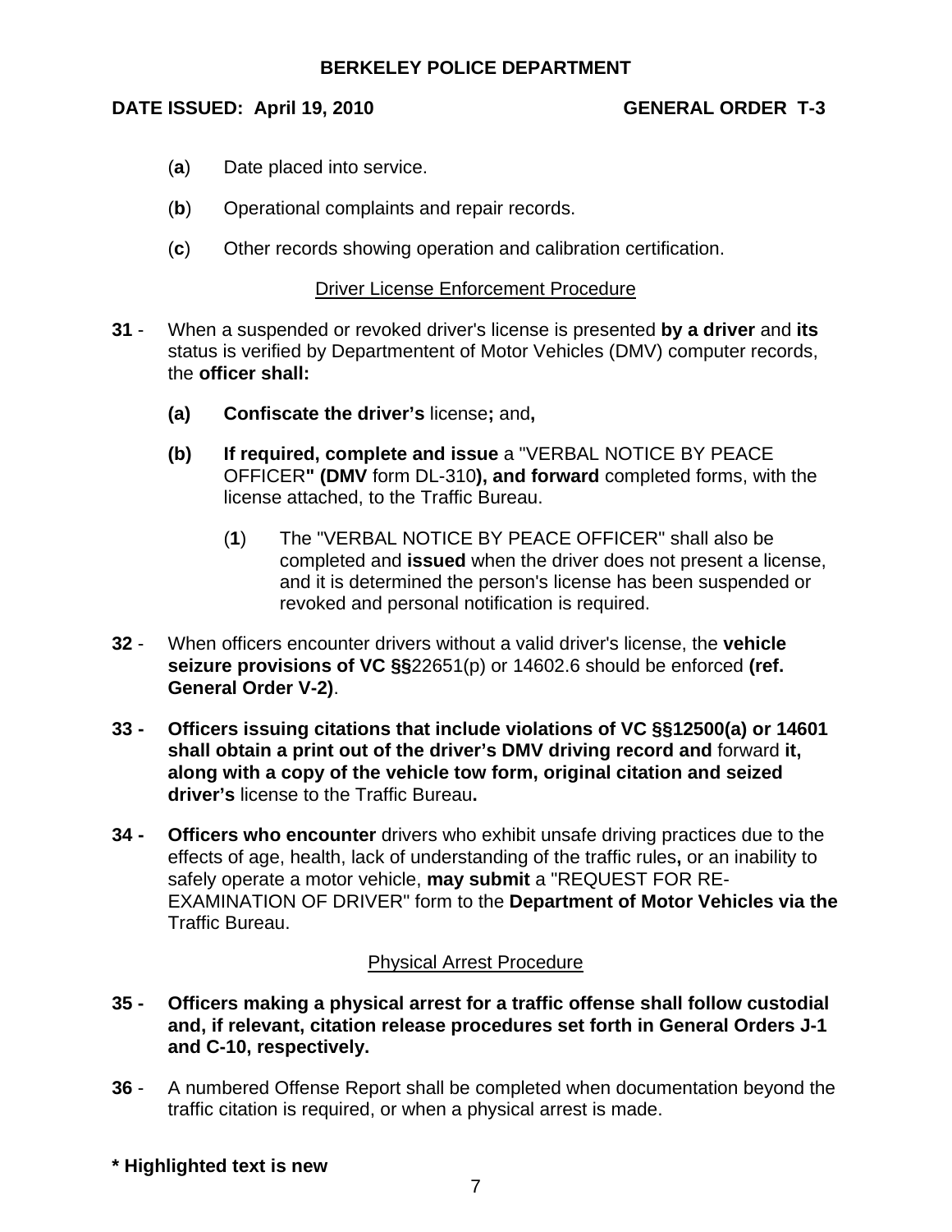(**a**) Date placed into service.

(**b**) Operational complaints and repair records.

(**c**) Other records showing operation and calibration certification.

## Driver License Enforcement Procedure

**31** - When a suspended or revoked driver's license is presented **by a driver** and **its** status is verified by Departmentent of Motor Vehicles (DMV) computer records, the **officer shall:**

- **(a)** **Confiscate the driver's** license**;** and**,**
- **(b)** **If required, complete and issue** a "VERBAL NOTICE BY PEACE OFFICER**" (DMV** form DL-310**), and forward** completed forms, with the license attached, to the Traffic Bureau.
  - (**1**) The "VERBAL NOTICE BY PEACE OFFICER" shall also be completed and **issued** when the driver does not present a license, and it is determined the person's license has been suspended or revoked and personal notification is required.

**32** - When officers encounter drivers without a valid driver's license, the **vehicle seizure provisions of VC §§**22651(p) or 14602.6 should be enforced **(ref. General Order V-2)**.

**33 - Officers issuing citations that include violations of VC §§12500(a) or 14601 shall obtain a print out of the driver's DMV driving record and** forward **it, along with a copy of the vehicle tow form, original citation and seized driver's** license to the Traffic Bureau**.**

**34 - Officers who encounter** drivers who exhibit unsafe driving practices due to the effects of age, health, lack of understanding of the traffic rules**,** or an inability to safely operate a motor vehicle, **may submit** a "REQUEST FOR RE-EXAMINATION OF DRIVER" form to the **Department of Motor Vehicles via the** Traffic Bureau.

## Physical Arrest Procedure

**35 - Officers making a physical arrest for a traffic offense shall follow custodial and, if relevant, citation release procedures set forth in General Orders J-1 and C-10, respectively.**

**36** - A numbered Offense Report shall be completed when documentation beyond the traffic citation is required, or when a physical arrest is made.

**\* Highlighted text is new**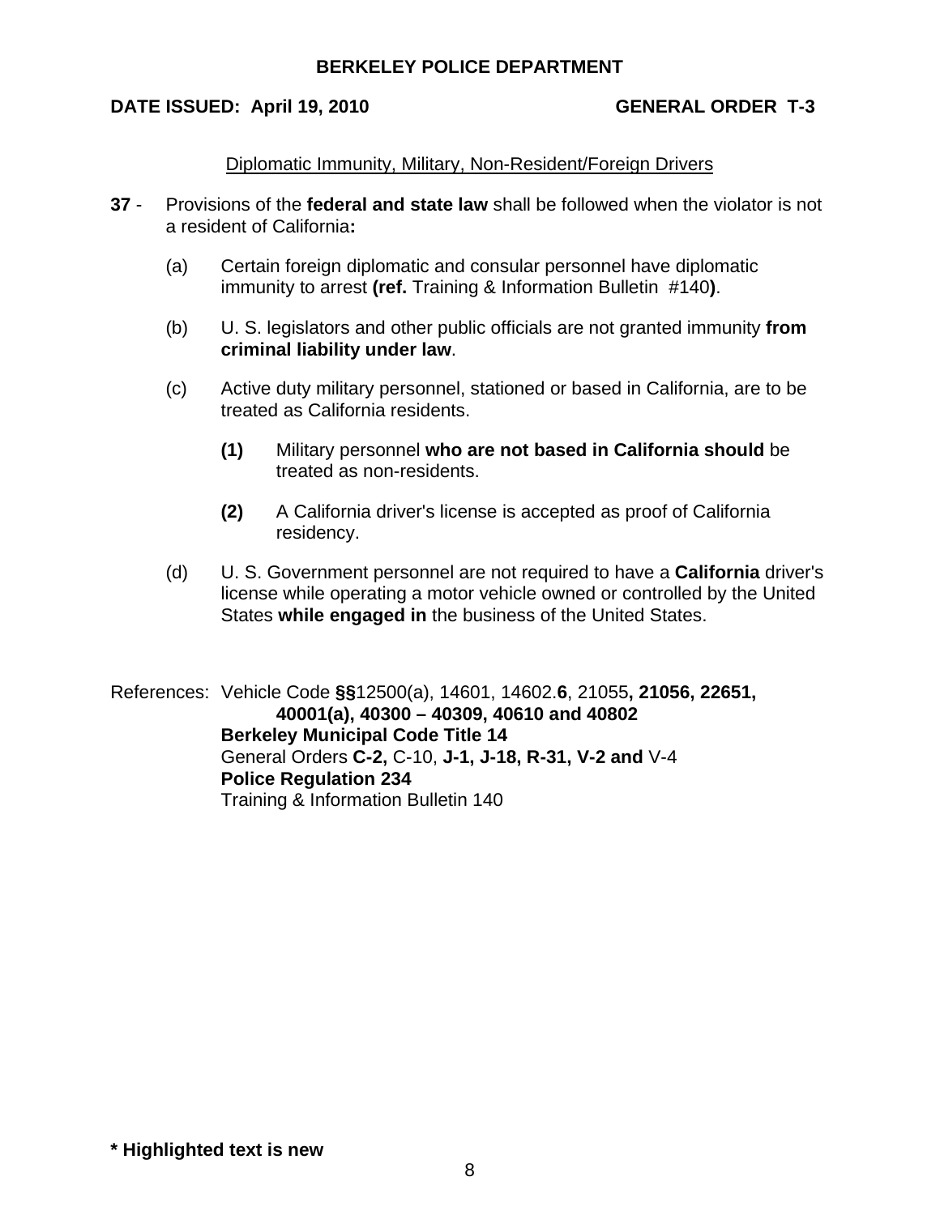**BERKELEY POLICE DEPARTMENT**

**DATE ISSUED: April 19, 2010** **GENERAL ORDER T-3**

Diplomatic Immunity, Military, Non-Resident/Foreign Drivers

**37** - Provisions of the **federal and state law** shall be followed when the violator is not a resident of California**:**

(a) Certain foreign diplomatic and consular personnel have diplomatic immunity to arrest **(ref.** Training & Information Bulletin #140**)**.

(b) U. S. legislators and other public officials are not granted immunity **from criminal liability under law**.

(c) Active duty military personnel, stationed or based in California, are to be treated as California residents.

**(1)** Military personnel **who are not based in California should** be treated as non-residents.

**(2)** A California driver's license is accepted as proof of California residency.

(d) U. S. Government personnel are not required to have a **California** driver's license while operating a motor vehicle owned or controlled by the United States **while engaged in** the business of the United States.

References: Vehicle Code **§§**12500(a), 14601, 14602.**6**, 21055**, 21056, 22651, 40001(a), 40300 – 40309, 40610 and 40802**
**Berkeley Municipal Code Title 14**
General Orders **C-2,** C-10, **J-1, J-18, R-31, V-2 and** V-4
**Police Regulation 234**
Training & Information Bulletin 140

**\* Highlighted text is new**